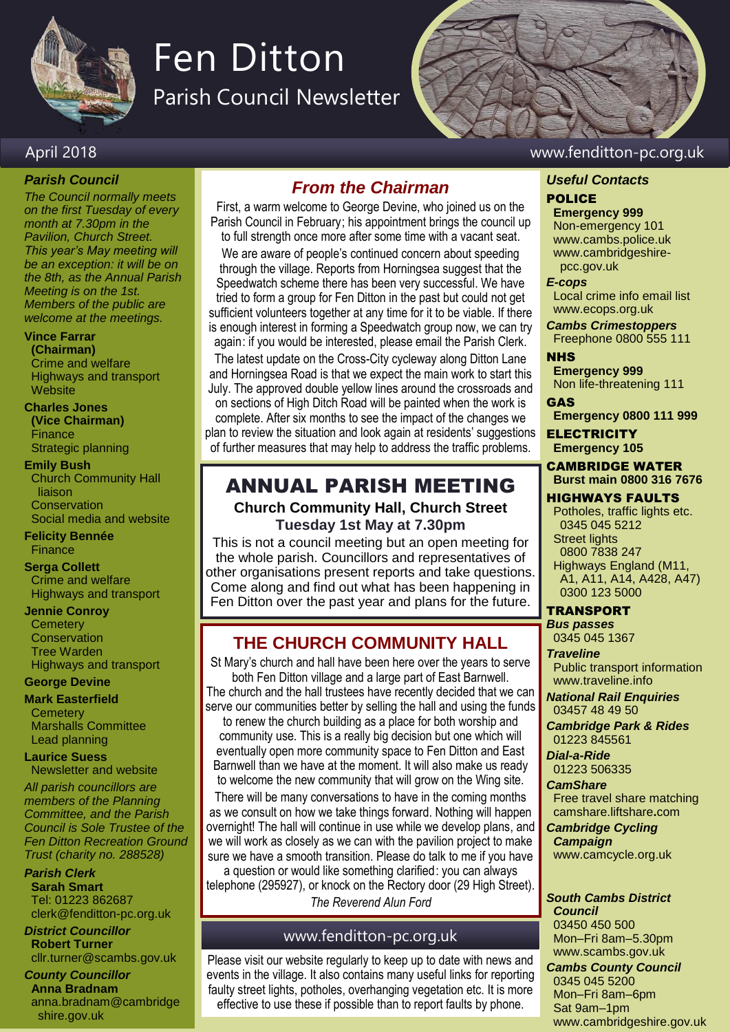# Fen Ditton

## Parish Council Newsletter

April 2018

www.fenditton-pc.org.uk

### *Parish Council*

*The Council normally meets on the first Tuesday of every month at 7.30pm in the Pavilion, Church Street. This year's May meeting will be an exception: it will be on the 8th, as the Annual Parish Meeting is on the 1st. Members of the public are welcome at the meetings.*

**Vince Farrar (Chairman)**
Crime and welfare
Highways and transport
Website

**Charles Jones (Vice Chairman)**
Finance
Strategic planning

**Emily Bush**
Church Community Hall liaison
Conservation
Social media and website

**Felicity Bennée**
Finance

**Serga Collett**
Crime and welfare
Highways and transport

**Jennie Conroy**
Cemetery
Conservation
Tree Warden
Highways and transport

**George Devine**

**Mark Easterfield**
Cemetery
Marshalls Committee
Lead planning

**Laurice Suess**
Newsletter and website

*All parish councillors are members of the Planning Committee, and the Parish Council is Sole Trustee of the Fen Ditton Recreation Ground Trust (charity no. 288528)*

***Parish Clerk***
**Sarah Smart**
Tel: 01223 862687
clerk@fenditton-pc.org.uk

***District Councillor***
**Robert Turner**
cllr.turner@scambs.gov.uk

***County Councillor***
**Anna Bradnam**
anna.bradnam@cambridgeshire.gov.uk

## *From the Chairman*

First, a warm welcome to George Devine, who joined us on the Parish Council in February; his appointment brings the council up to full strength once more after some time with a vacant seat.

We are aware of people's continued concern about speeding through the village. Reports from Horningsea suggest that the Speedwatch scheme there has been very successful. We have tried to form a group for Fen Ditton in the past but could not get sufficient volunteers together at any time for it to be viable. If there is enough interest in forming a Speedwatch group now, we can try again: if you would be interested, please email the Parish Clerk.

The latest update on the Cross-City cycleway along Ditton Lane and Horningsea Road is that we expect the main work to start this July. The approved double yellow lines around the crossroads and on sections of High Ditch Road will be painted when the work is complete. After six months to see the impact of the changes we plan to review the situation and look again at residents' suggestions of further measures that may help to address the traffic problems.

## ANNUAL PARISH MEETING

**Church Community Hall, Church Street**
**Tuesday 1st May at 7.30pm**

This is not a council meeting but an open meeting for the whole parish. Councillors and representatives of other organisations present reports and take questions. Come along and find out what has been happening in Fen Ditton over the past year and plans for the future.

## THE CHURCH COMMUNITY HALL

St Mary's church and hall have been here over the years to serve both Fen Ditton village and a large part of East Barnwell. The church and the hall trustees have recently decided that we can serve our communities better by selling the hall and using the funds to renew the church building as a place for both worship and community use. This is a really big decision but one which will eventually open more community space to Fen Ditton and East Barnwell than we have at the moment. It will also make us ready to welcome the new community that will grow on the Wing site.

There will be many conversations to have in the coming months as we consult on how we take things forward. Nothing will happen overnight! The hall will continue in use while we develop plans, and we will work as closely as we can with the pavilion project to make sure we have a smooth transition. Please do talk to me if you have a question or would like something clarified: you can always telephone (295927), or knock on the Rectory door (29 High Street).

*The Reverend Alun Ford*

## www.fenditton-pc.org.uk

Please visit our website regularly to keep up to date with news and events in the village. It also contains many useful links for reporting faulty street lights, potholes, overhanging vegetation etc. It is more effective to use these if possible than to report faults by phone.

### *Useful Contacts*

**POLICE**
**Emergency 999**
Non-emergency 101
www.cambs.police.uk
www.cambridgeshire-pcc.gov.uk

***E-cops***
Local crime info email list
www.ecops.org.uk

***Cambs Crimestoppers***
Freephone 0800 555 111

**NHS**
**Emergency 999**
Non life-threatening 111

**GAS**
**Emergency 0800 111 999**

**ELECTRICITY**
**Emergency 105**

**CAMBRIDGE WATER**
**Burst main 0800 316 7676**

**HIGHWAYS FAULTS**
Potholes, traffic lights etc.
0345 045 5212
Street lights
0800 7838 247
Highways England (M11, A1, A11, A14, A428, A47)
0300 123 5000

**TRANSPORT**

***Bus passes***
0345 045 1367

***Traveline***
Public transport information
www.traveline.info

***National Rail Enquiries***
03457 48 49 50

***Cambridge Park & Rides***
01223 845561

***Dial-a-Ride***
01223 506335

***CamShare***
Free travel share matching
camshare.liftshare.com

***Cambridge Cycling Campaign***
www.camcycle.org.uk

***South Cambs District Council***
03450 450 500
Mon–Fri 8am–5.30pm
www.scambs.gov.uk

***Cambs County Council***
0345 045 5200
Mon–Fri 8am–6pm
Sat 9am–1pm
www.cambridgeshire.gov.uk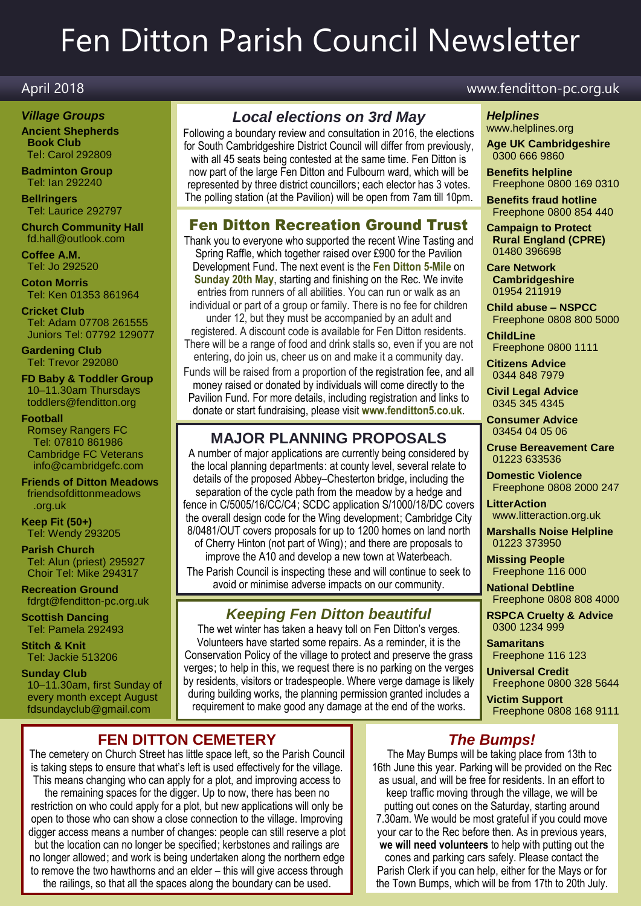# Fen Ditton Parish Council Newsletter

April 2018

www.fenditton-pc.org.uk

## Local elections on 3rd May

Following a boundary review and consultation in 2016, the elections for South Cambridgeshire District Council will differ from previously, with all 45 seats being contested at the same time. Fen Ditton is now part of the large Fen Ditton and Fulbourn ward, which will be represented by three district councillors; each elector has 3 votes. The polling station (at the Pavilion) will be open from 7am till 10pm.

## Fen Ditton Recreation Ground Trust

Thank you to everyone who supported the recent Wine Tasting and Spring Raffle, which together raised over £900 for the Pavilion Development Fund. The next event is the **Fen Ditton 5-Mile** on **Sunday 20th May**, starting and finishing on the Rec. We invite entries from runners of all abilities. You can run or walk as an individual or part of a group or family. There is no fee for children under 12, but they must be accompanied by an adult and registered. A discount code is available for Fen Ditton residents. There will be a range of food and drink stalls so, even if you are not entering, do join us, cheer us on and make it a community day.

Funds will be raised from a proportion of the registration fee, and all money raised or donated by individuals will come directly to the Pavilion Fund. For more details, including registration and links to donate or start fundraising, please visit **www.fenditton5.co.uk**.

## MAJOR PLANNING PROPOSALS

A number of major applications are currently being considered by the local planning departments: at county level, several relate to details of the proposed Abbey–Chesterton bridge, including the separation of the cycle path from the meadow by a hedge and fence in C/5005/16/CC/C4; SCDC application S/1000/18/DC covers the overall design code for the Wing development; Cambridge City 8/0481/OUT covers proposals for up to 1200 homes on land north of Cherry Hinton (not part of Wing); and there are proposals to improve the A10 and develop a new town at Waterbeach.

The Parish Council is inspecting these and will continue to seek to avoid or minimise adverse impacts on our community.

## Keeping Fen Ditton beautiful

The wet winter has taken a heavy toll on Fen Ditton's verges. Volunteers have started some repairs. As a reminder, it is the Conservation Policy of the village to protect and preserve the grass verges; to help in this, we request there is no parking on the verges by residents, visitors or tradespeople. Where verge damage is likely during building works, the planning permission granted includes a requirement to make good any damage at the end of the works.

## FEN DITTON CEMETERY

The cemetery on Church Street has little space left, so the Parish Council is taking steps to ensure that what's left is used effectively for the village. This means changing who can apply for a plot, and improving access to the remaining spaces for the digger. Up to now, there has been no restriction on who could apply for a plot, but new applications will only be open to those who can show a close connection to the village. Improving digger access means a number of changes: people can still reserve a plot but the location can no longer be specified; kerbstones and railings are no longer allowed; and work is being undertaken along the northern edge to remove the two hawthorns and an elder – this will give access through the railings, so that all the spaces along the boundary can be used.

## The Bumps!

The May Bumps will be taking place from 13th to 16th June this year. Parking will be provided on the Rec as usual, and will be free for residents. In an effort to keep traffic moving through the village, we will be putting out cones on the Saturday, starting around 7.30am. We would be most grateful if you could move your car to the Rec before then. As in previous years, **we will need volunteers** to help with putting out the cones and parking cars safely. Please contact the Parish Clerk if you can help, either for the Mays or for the Town Bumps, which will be from 17th to 20th July.

### *Village Groups*

**Ancient Shepherds Book Club**
Tel: Carol 292809

**Badminton Group**
Tel: Ian 292240

**Bellringers**
Tel: Laurice 292797

**Church Community Hall**
fd.hall@outlook.com

**Coffee A.M.**
Tel: Jo 292520

**Coton Morris**
Tel: Ken 01353 861964

**Cricket Club**
Tel: Adam 07708 261555
Juniors Tel: 07792 129077

**Gardening Club**
Tel: Trevor 292080

**FD Baby & Toddler Group**
10–11.30am Thursdays
toddlers@fenditton.org

**Football**
Romsey Rangers FC
Tel: 07810 861986
Cambridge FC Veterans
info@cambridgefc.com

**Friends of Ditton Meadows**
friendsofdittonmeadows.org.uk

**Keep Fit (50+)**
Tel: Wendy 293205

**Parish Church**
Tel: Alun (priest) 295927
Choir Tel: Mike 294317

**Recreation Ground**
fdrgt@fenditton-pc.org.uk

**Scottish Dancing**
Tel: Pamela 292493

**Stitch & Knit**
Tel: Jackie 513206

**Sunday Club**
10–11.30am, first Sunday of every month except August
fdsundayclub@gmail.com

### *Helplines*

www.helplines.org

**Age UK Cambridgeshire**
0300 666 9860

**Benefits helpline**
Freephone 0800 169 0310

**Benefits fraud hotline**
Freephone 0800 854 440

**Campaign to Protect Rural England (CPRE)**
01480 396698

**Care Network Cambridgeshire**
01954 211919

**Child abuse – NSPCC**
Freephone 0808 800 5000

**ChildLine**
Freephone 0800 1111

**Citizens Advice**
0344 848 7979

**Civil Legal Advice**
0345 345 4345

**Consumer Advice**
03454 04 05 06

**Cruse Bereavement Care**
01223 633536

**Domestic Violence**
Freephone 0808 2000 247

**LitterAction**
www.litteraction.org.uk

**Marshalls Noise Helpline**
01223 373950

**Missing People**
Freephone 116 000

**National Debtline**
Freephone 0808 808 4000

**RSPCA Cruelty & Advice**
0300 1234 999

**Samaritans**
Freephone 116 123

**Universal Credit**
Freephone 0800 328 5644

**Victim Support**
Freephone 0808 168 9111